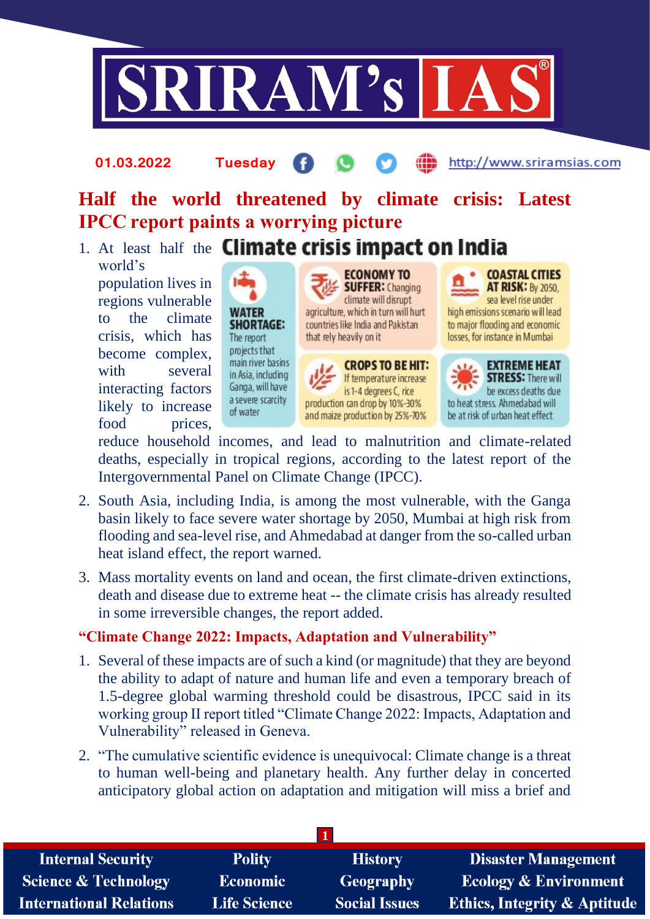# Half the world threatened by climate crisis: Latest IPCC report paints a worrying picture

### Climate crisis impact on India

**WATER SHORTAGE:** The report projects that main river basins in Asia, including Ganga, will have a severe scarcity of water

**ECONOMY TO SUFFER:** Changing climate will disrupt agriculture, which in turn will hurt countries like India and Pakistan that rely heavily on it

**COASTAL CITIES AT RISK:** By 2050, sea level rise under high emissions scenario will lead to major flooding and economic losses, for instance in Mumbai

**CROPS TO BE HIT:** If temperature increase is 1-4 degrees C, rice production can drop by 10%-30% and maize production by 25%-70%

**EXTREME HEAT STRESS:** There will be excess deaths due to heat stress. Ahmedabad will be at risk of urban heat effect

1. At least half the world's population lives in regions vulnerable to the climate crisis, which has become complex, with several interacting factors likely to increase food prices, reduce household incomes, and lead to malnutrition and climate-related deaths, especially in tropical regions, according to the latest report of the Intergovernmental Panel on Climate Change (IPCC).
2. South Asia, including India, is among the most vulnerable, with the Ganga basin likely to face severe water shortage by 2050, Mumbai at high risk from flooding and sea-level rise, and Ahmedabad at danger from the so-called urban heat island effect, the report warned.
3. Mass mortality events on land and ocean, the first climate-driven extinctions, death and disease due to extreme heat -- the climate crisis has already resulted in some irreversible changes, the report added.

## "Climate Change 2022: Impacts, Adaptation and Vulnerability"

1. Several of these impacts are of such a kind (or magnitude) that they are beyond the ability to adapt of nature and human life and even a temporary breach of 1.5-degree global warming threshold could be disastrous, IPCC said in its working group II report titled "Climate Change 2022: Impacts, Adaptation and Vulnerability" released in Geneva.
2. "The cumulative scientific evidence is unequivocal: Climate change is a threat to human well-being and planetary health. Any further delay in concerted anticipatory global action on adaptation and mitigation will miss a brief and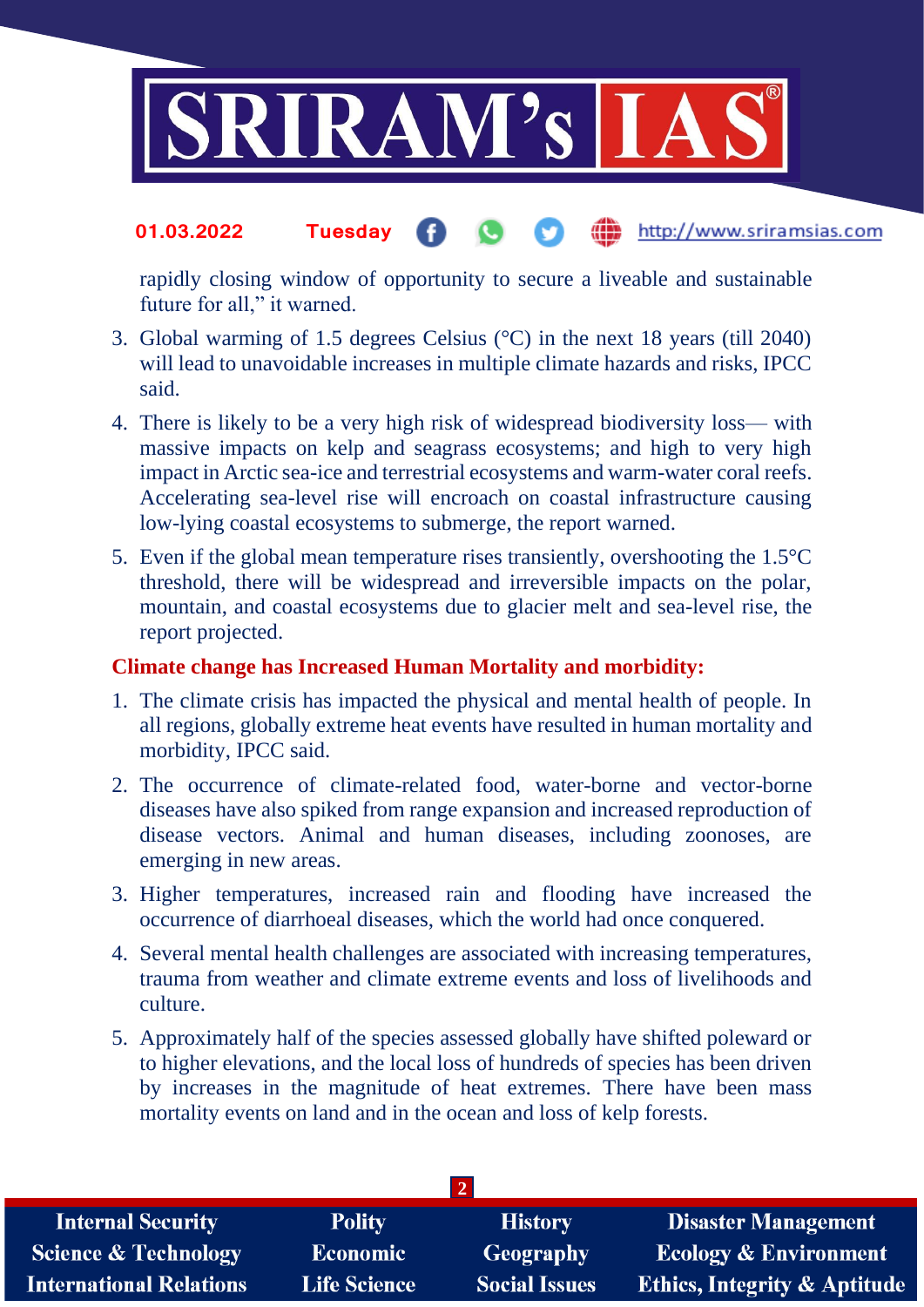rapidly closing window of opportunity to secure a liveable and sustainable future for all," it warned.

3. Global warming of 1.5 degrees Celsius (°C) in the next 18 years (till 2040) will lead to unavoidable increases in multiple climate hazards and risks, IPCC said.
4. There is likely to be a very high risk of widespread biodiversity loss— with massive impacts on kelp and seagrass ecosystems; and high to very high impact in Arctic sea-ice and terrestrial ecosystems and warm-water coral reefs. Accelerating sea-level rise will encroach on coastal infrastructure causing low-lying coastal ecosystems to submerge, the report warned.
5. Even if the global mean temperature rises transiently, overshooting the 1.5°C threshold, there will be widespread and irreversible impacts on the polar, mountain, and coastal ecosystems due to glacier melt and sea-level rise, the report projected.

**Climate change has Increased Human Mortality and morbidity:**

1. The climate crisis has impacted the physical and mental health of people. In all regions, globally extreme heat events have resulted in human mortality and morbidity, IPCC said.
2. The occurrence of climate-related food, water-borne and vector-borne diseases have also spiked from range expansion and increased reproduction of disease vectors. Animal and human diseases, including zoonoses, are emerging in new areas.
3. Higher temperatures, increased rain and flooding have increased the occurrence of diarrhoeal diseases, which the world had once conquered.
4. Several mental health challenges are associated with increasing temperatures, trauma from weather and climate extreme events and loss of livelihoods and culture.
5. Approximately half of the species assessed globally have shifted poleward or to higher elevations, and the local loss of hundreds of species has been driven by increases in the magnitude of heat extremes. There have been mass mortality events on land and in the ocean and loss of kelp forests.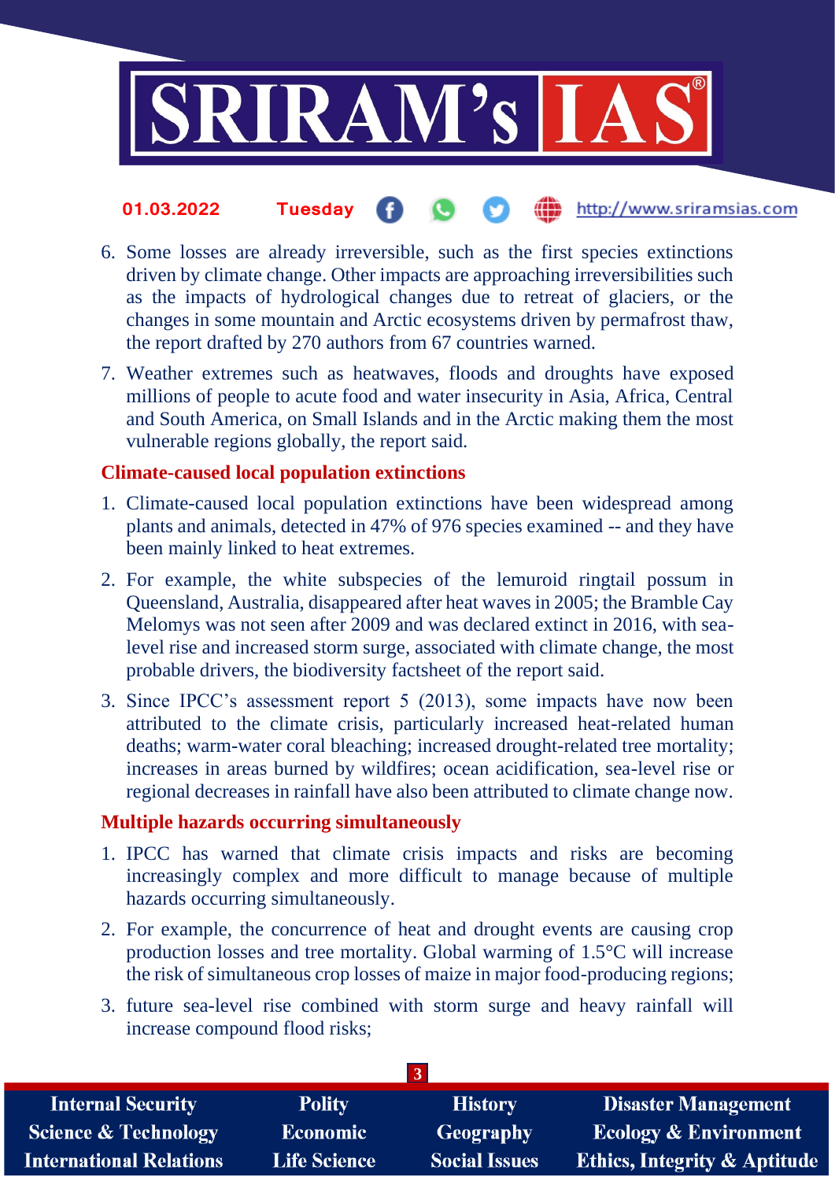6. Some losses are already irreversible, such as the first species extinctions driven by climate change. Other impacts are approaching irreversibilities such as the impacts of hydrological changes due to retreat of glaciers, or the changes in some mountain and Arctic ecosystems driven by permafrost thaw, the report drafted by 270 authors from 67 countries warned.
7. Weather extremes such as heatwaves, floods and droughts have exposed millions of people to acute food and water insecurity in Asia, Africa, Central and South America, on Small Islands and in the Arctic making them the most vulnerable regions globally, the report said.

**Climate-caused local population extinctions**

1. Climate-caused local population extinctions have been widespread among plants and animals, detected in 47% of 976 species examined -- and they have been mainly linked to heat extremes.
2. For example, the white subspecies of the lemuroid ringtail possum in Queensland, Australia, disappeared after heat waves in 2005; the Bramble Cay Melomys was not seen after 2009 and was declared extinct in 2016, with sea-level rise and increased storm surge, associated with climate change, the most probable drivers, the biodiversity factsheet of the report said.
3. Since IPCC's assessment report 5 (2013), some impacts have now been attributed to the climate crisis, particularly increased heat-related human deaths; warm-water coral bleaching; increased drought-related tree mortality; increases in areas burned by wildfires; ocean acidification, sea-level rise or regional decreases in rainfall have also been attributed to climate change now.

**Multiple hazards occurring simultaneously**

1. IPCC has warned that climate crisis impacts and risks are becoming increasingly complex and more difficult to manage because of multiple hazards occurring simultaneously.
2. For example, the concurrence of heat and drought events are causing crop production losses and tree mortality. Global warming of 1.5°C will increase the risk of simultaneous crop losses of maize in major food-producing regions;
3. future sea-level rise combined with storm surge and heavy rainfall will increase compound flood risks;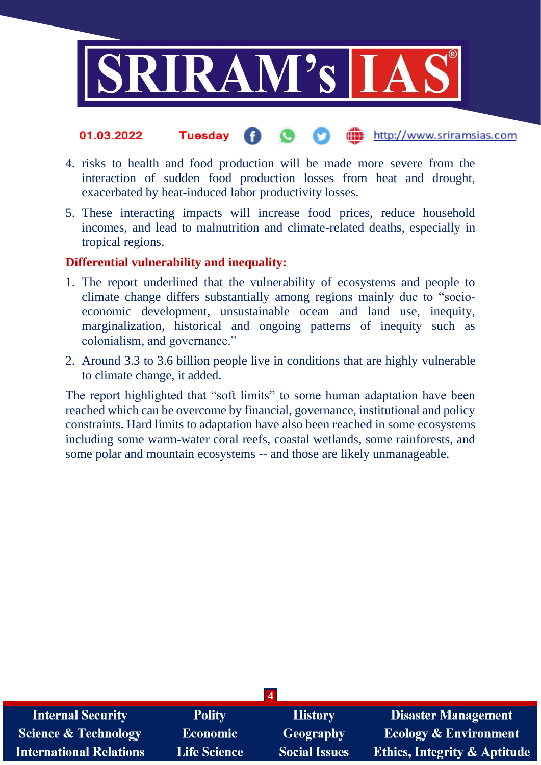4. risks to health and food production will be made more severe from the interaction of sudden food production losses from heat and drought, exacerbated by heat-induced labor productivity losses.
5. These interacting impacts will increase food prices, reduce household incomes, and lead to malnutrition and climate-related deaths, especially in tropical regions.

**Differential vulnerability and inequality:**

1. The report underlined that the vulnerability of ecosystems and people to climate change differs substantially among regions mainly due to "socio-economic development, unsustainable ocean and land use, inequity, marginalization, historical and ongoing patterns of inequity such as colonialism, and governance."
2. Around 3.3 to 3.6 billion people live in conditions that are highly vulnerable to climate change, it added.

The report highlighted that "soft limits" to some human adaptation have been reached which can be overcome by financial, governance, institutional and policy constraints. Hard limits to adaptation have also been reached in some ecosystems including some warm-water coral reefs, coastal wetlands, some rainforests, and some polar and mountain ecosystems -- and those are likely unmanageable.